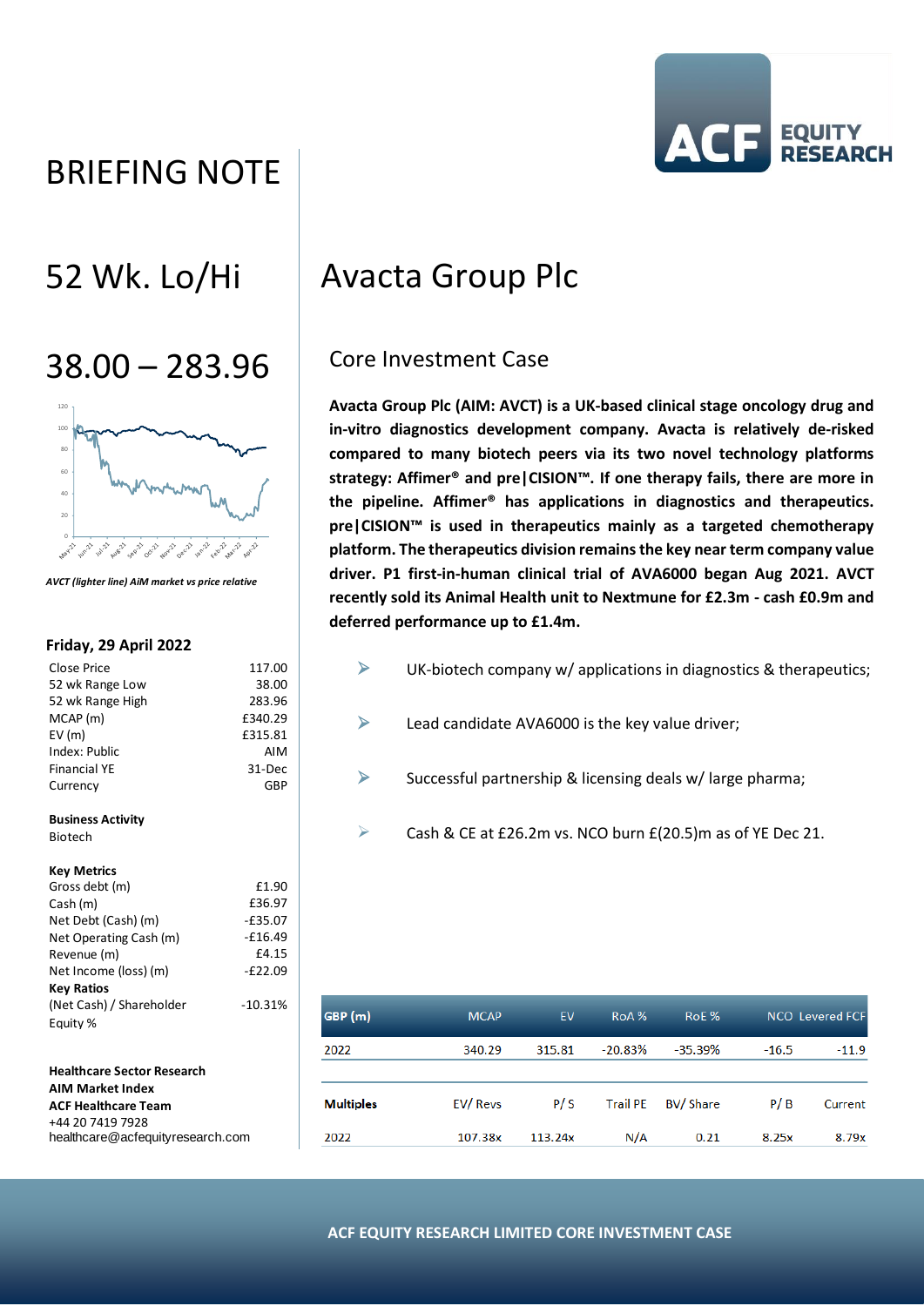# BRIEFING NOTE

## 52 Wk. Lo/Hi

## 38.00 – 283.96

*AVCT (lighter line) AiM market vs price relative*

**Friday, 29 April 2022**

| | |
|---|---|
| Close Price | 117.00 |
| 52 wk Range Low | 38.00 |
| 52 wk Range High | 283.96 |
| MCAP (m) | £340.29 |
| EV (m) | £315.81 |
| Index: Public | AIM |
| Financial YE | 31-Dec |
| Currency | GBP |

**Business Activity**
Biotech

**Key Metrics**

| | |
|---|---|
| Gross debt (m) | £1.90 |
| Cash (m) | £36.97 |
| Net Debt (Cash) (m) | -£35.07 |
| Net Operating Cash (m) | -£16.49 |
| Revenue (m) | £4.15 |
| Net Income (loss) (m) | -£22.09 |

**Key Ratios**

| | |
|---|---|
| (Net Cash) / Shareholder Equity % | -10.31% |

**Healthcare Sector Research**
**AIM Market Index**
**ACF Healthcare Team**
+44 20 7419 7928
healthcare@acfequityresearch.com

# Avacta Group Plc

## Core Investment Case

**Avacta Group Plc (AIM: AVCT) is a UK-based clinical stage oncology drug and in-vitro diagnostics development company. Avacta is relatively de-risked compared to many biotech peers via its two novel technology platforms strategy: Affimer® and pre|CISION™. If one therapy fails, there are more in the pipeline. Affimer® has applications in diagnostics and therapeutics. pre|CISION™ is used in therapeutics mainly as a targeted chemotherapy platform. The therapeutics division remains the key near term company value driver. P1 first-in-human clinical trial of AVA6000 began Aug 2021. AVCT recently sold its Animal Health unit to Nextmune for £2.3m - cash £0.9m and deferred performance up to £1.4m.**

- UK-biotech company w/ applications in diagnostics & therapeutics;
- Lead candidate AVA6000 is the key value driver;
- Successful partnership & licensing deals w/ large pharma;
- Cash & CE at £26.2m vs. NCO burn £(20.5)m as of YE Dec 21.

| GBP (m) | MCAP | EV | RoA % | RoE % | NCO | Levered FCF |
|---|---|---|---|---|---|---|
| 2022 | 340.29 | 315.81 | -20.83% | -35.39% | -16.5 | -11.9 |
| **Multiples** | EV/ Revs | P/ S | Trail PE | BV/ Share | P/ B | Current |
| 2022 | 107.38x | 113.24x | N/A | 0.21 | 8.25x | 8.79x |

**ACF EQUITY RESEARCH LIMITED CORE INVESTMENT CASE**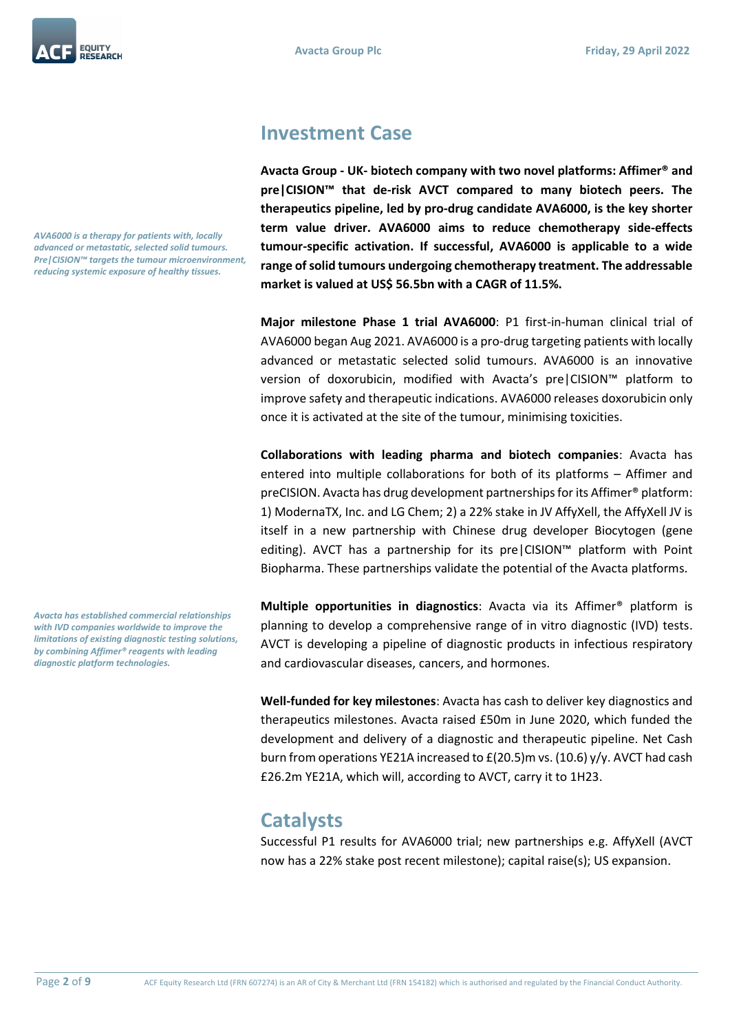## Investment Case

*AVA6000 is a therapy for patients with, locally advanced or metastatic, selected solid tumours. Pre|CISION™ targets the tumour microenvironment, reducing systemic exposure of healthy tissues.*

**Avacta Group - UK- biotech company with two novel platforms: Affimer® and pre|CISION™ that de-risk AVCT compared to many biotech peers. The therapeutics pipeline, led by pro-drug candidate AVA6000, is the key shorter term value driver. AVA6000 aims to reduce chemotherapy side-effects tumour-specific activation. If successful, AVA6000 is applicable to a wide range of solid tumours undergoing chemotherapy treatment. The addressable market is valued at US$ 56.5bn with a CAGR of 11.5%.**

**Major milestone Phase 1 trial AVA6000**: P1 first-in-human clinical trial of AVA6000 began Aug 2021. AVA6000 is a pro-drug targeting patients with locally advanced or metastatic selected solid tumours. AVA6000 is an innovative version of doxorubicin, modified with Avacta's pre|CISION™ platform to improve safety and therapeutic indications. AVA6000 releases doxorubicin only once it is activated at the site of the tumour, minimising toxicities.

**Collaborations with leading pharma and biotech companies**: Avacta has entered into multiple collaborations for both of its platforms – Affimer and preCISION. Avacta has drug development partnerships for its Affimer® platform: 1) ModernaTX, Inc. and LG Chem; 2) a 22% stake in JV AffyXell, the AffyXell JV is itself in a new partnership with Chinese drug developer Biocytogen (gene editing). AVCT has a partnership for its pre|CISION™ platform with Point Biopharma. These partnerships validate the potential of the Avacta platforms.

*Avacta has established commercial relationships with IVD companies worldwide to improve the limitations of existing diagnostic testing solutions, by combining Affimer® reagents with leading diagnostic platform technologies.*

**Multiple opportunities in diagnostics**: Avacta via its Affimer® platform is planning to develop a comprehensive range of in vitro diagnostic (IVD) tests. AVCT is developing a pipeline of diagnostic products in infectious respiratory and cardiovascular diseases, cancers, and hormones.

**Well-funded for key milestones**: Avacta has cash to deliver key diagnostics and therapeutics milestones. Avacta raised £50m in June 2020, which funded the development and delivery of a diagnostic and therapeutic pipeline. Net Cash burn from operations YE21A increased to £(20.5)m vs. (10.6) y/y. AVCT had cash £26.2m YE21A, which will, according to AVCT, carry it to 1H23.

## Catalysts

Successful P1 results for AVA6000 trial; new partnerships e.g. AffyXell (AVCT now has a 22% stake post recent milestone); capital raise(s); US expansion.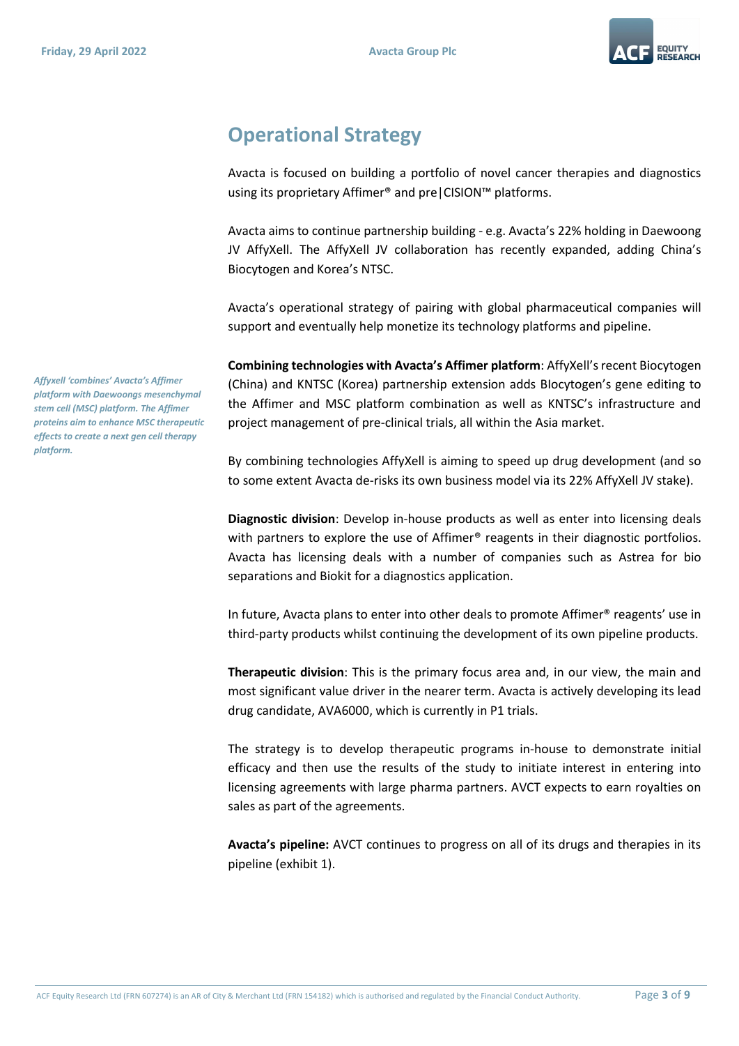## Operational Strategy

Avacta is focused on building a portfolio of novel cancer therapies and diagnostics using its proprietary Affimer® and pre|CISION™ platforms.

Avacta aims to continue partnership building - e.g. Avacta's 22% holding in Daewoong JV AffyXell. The AffyXell JV collaboration has recently expanded, adding China's Biocytogen and Korea's NTSC.

Avacta's operational strategy of pairing with global pharmaceutical companies will support and eventually help monetize its technology platforms and pipeline.

*Affyxell 'combines' Avacta's Affimer platform with Daewoongs mesenchymal stem cell (MSC) platform. The Affimer proteins aim to enhance MSC therapeutic effects to create a next gen cell therapy platform.*

**Combining technologies with Avacta's Affimer platform**: AffyXell's recent Biocytogen (China) and KNTSC (Korea) partnership extension adds BIocytogen's gene editing to the Affimer and MSC platform combination as well as KNTSC's infrastructure and project management of pre-clinical trials, all within the Asia market.

By combining technologies AffyXell is aiming to speed up drug development (and so to some extent Avacta de-risks its own business model via its 22% AffyXell JV stake).

**Diagnostic division**: Develop in-house products as well as enter into licensing deals with partners to explore the use of Affimer® reagents in their diagnostic portfolios. Avacta has licensing deals with a number of companies such as Astrea for bio separations and Biokit for a diagnostics application.

In future, Avacta plans to enter into other deals to promote Affimer® reagents' use in third-party products whilst continuing the development of its own pipeline products.

**Therapeutic division**: This is the primary focus area and, in our view, the main and most significant value driver in the nearer term. Avacta is actively developing its lead drug candidate, AVA6000, which is currently in P1 trials.

The strategy is to develop therapeutic programs in-house to demonstrate initial efficacy and then use the results of the study to initiate interest in entering into licensing agreements with large pharma partners. AVCT expects to earn royalties on sales as part of the agreements.

**Avacta's pipeline:** AVCT continues to progress on all of its drugs and therapies in its pipeline (exhibit 1).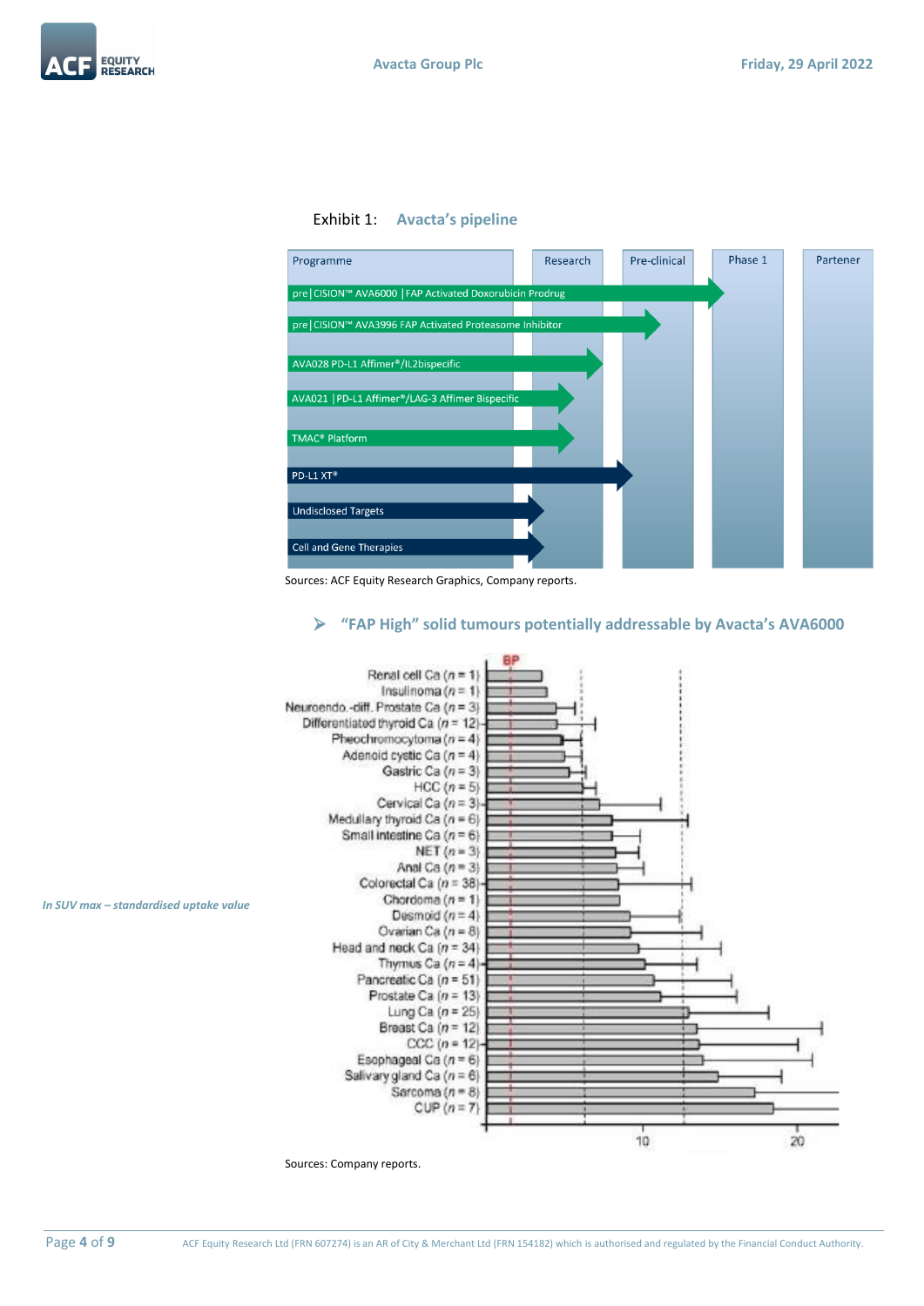Exhibit 1: **Avacta's pipeline**

| Programme | Research | Pre-clinical | Phase 1 | Partener |
|---|---|---|---|---|
| pre\|CISION™ AVA6000 \|FAP Activated Doxorubicin Prodrug | | | | |
| pre\|CISION™ AVA3996 FAP Activated Proteasome Inhibitor | | | | |
| AVA028 PD-L1 Affimer®/IL2bispecific | | | | |
| AVA021 \|PD-L1 Affimer®/LAG-3 Affimer Bispecific | | | | |
| TMAC® Platform | | | | |
| PD-L1 XT® | | | | |
| Undisclosed Targets | | | | |
| Cell and Gene Therapies | | | | |

Sources: ACF Equity Research Graphics, Company reports.

➢ **"FAP High" solid tumours potentially addressable by Avacta's AVA6000**

*In SUV max – standardised uptake value*

BP

Renal cell Ca (n = 1)
Insulinoma (n = 1)
Neuroendo.-diff. Prostate Ca (n = 3)
Differentiated thyroid Ca (n = 12)
Pheochromocytoma (n = 4)
Adenoid cystic Ca (n = 4)
Gastric Ca (n = 3)
HCC (n = 5)
Cervical Ca (n = 3)
Medullary thyroid Ca (n = 6)
Small intestine Ca (n = 6)
NET (n = 3)
Anal Ca (n = 3)
Colorectal Ca (n = 38)
Chordoma (n = 1)
Desmoid (n = 4)
Ovarian Ca (n = 8)
Head and neck Ca (n = 34)
Thymus Ca (n = 4)
Pancreatic Ca (n = 51)
Prostate Ca (n = 13)
Lung Ca (n = 25)
Breast Ca (n = 12)
CCC (n = 12)
Esophageal Ca (n = 6)
Salivary gland Ca (n = 6)
Sarcoma (n = 8)
CUP (n = 7)

10 20

Sources: Company reports.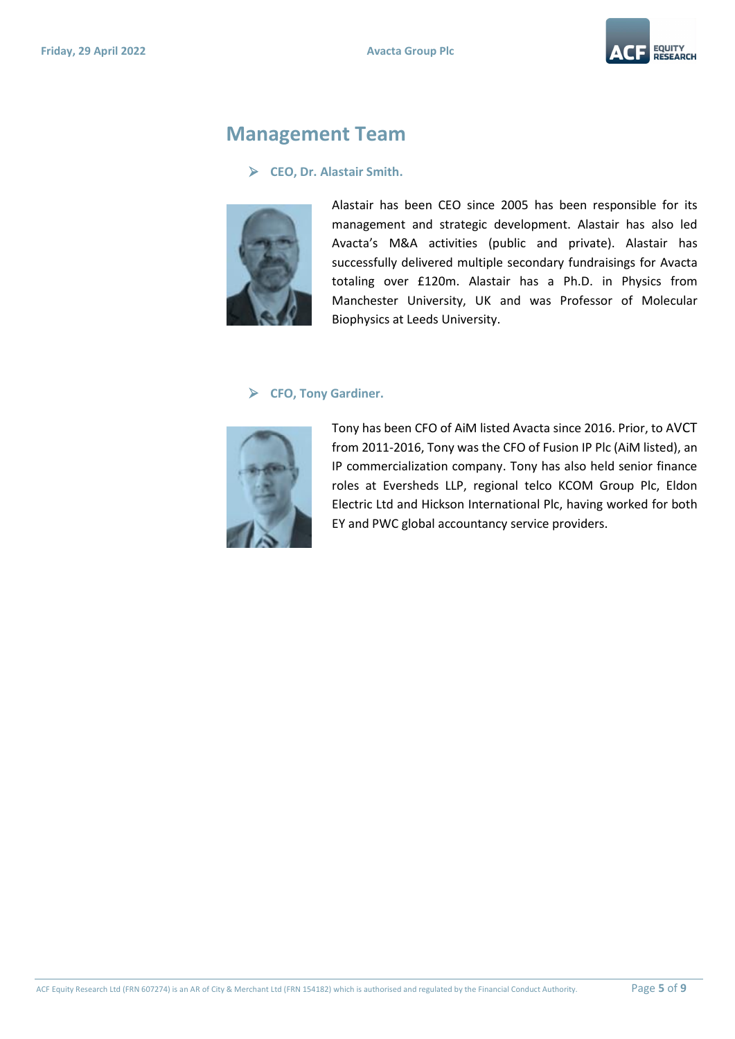## Management Team

- **CEO, Dr. Alastair Smith.**

Alastair has been CEO since 2005 has been responsible for its management and strategic development. Alastair has also led Avacta's M&A activities (public and private). Alastair has successfully delivered multiple secondary fundraisings for Avacta totaling over £120m. Alastair has a Ph.D. in Physics from Manchester University, UK and was Professor of Molecular Biophysics at Leeds University.

- **CFO, Tony Gardiner.**

Tony has been CFO of AiM listed Avacta since 2016. Prior, to AVCT from 2011-2016, Tony was the CFO of Fusion IP Plc (AiM listed), an IP commercialization company. Tony has also held senior finance roles at Eversheds LLP, regional telco KCOM Group Plc, Eldon Electric Ltd and Hickson International Plc, having worked for both EY and PWC global accountancy service providers.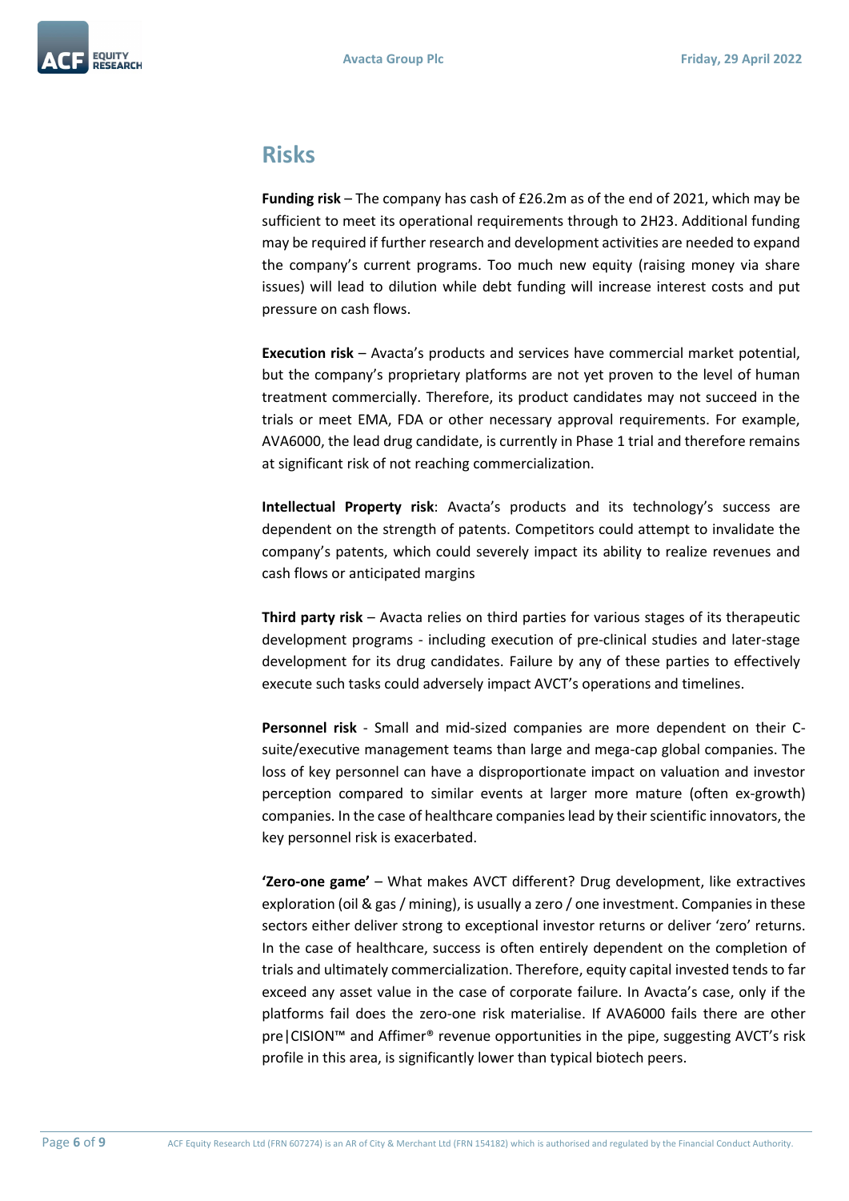## Risks

**Funding risk** – The company has cash of £26.2m as of the end of 2021, which may be sufficient to meet its operational requirements through to 2H23. Additional funding may be required if further research and development activities are needed to expand the company's current programs. Too much new equity (raising money via share issues) will lead to dilution while debt funding will increase interest costs and put pressure on cash flows.

**Execution risk** – Avacta's products and services have commercial market potential, but the company's proprietary platforms are not yet proven to the level of human treatment commercially. Therefore, its product candidates may not succeed in the trials or meet EMA, FDA or other necessary approval requirements. For example, AVA6000, the lead drug candidate, is currently in Phase 1 trial and therefore remains at significant risk of not reaching commercialization.

**Intellectual Property risk**: Avacta's products and its technology's success are dependent on the strength of patents. Competitors could attempt to invalidate the company's patents, which could severely impact its ability to realize revenues and cash flows or anticipated margins

**Third party risk** – Avacta relies on third parties for various stages of its therapeutic development programs - including execution of pre-clinical studies and later-stage development for its drug candidates. Failure by any of these parties to effectively execute such tasks could adversely impact AVCT's operations and timelines.

**Personnel risk** - Small and mid-sized companies are more dependent on their C-suite/executive management teams than large and mega-cap global companies. The loss of key personnel can have a disproportionate impact on valuation and investor perception compared to similar events at larger more mature (often ex-growth) companies. In the case of healthcare companies lead by their scientific innovators, the key personnel risk is exacerbated.

**'Zero-one game'** – What makes AVCT different? Drug development, like extractives exploration (oil & gas / mining), is usually a zero / one investment. Companies in these sectors either deliver strong to exceptional investor returns or deliver 'zero' returns. In the case of healthcare, success is often entirely dependent on the completion of trials and ultimately commercialization. Therefore, equity capital invested tends to far exceed any asset value in the case of corporate failure. In Avacta's case, only if the platforms fail does the zero-one risk materialise. If AVA6000 fails there are other pre|CISION™ and Affimer® revenue opportunities in the pipe, suggesting AVCT's risk profile in this area, is significantly lower than typical biotech peers.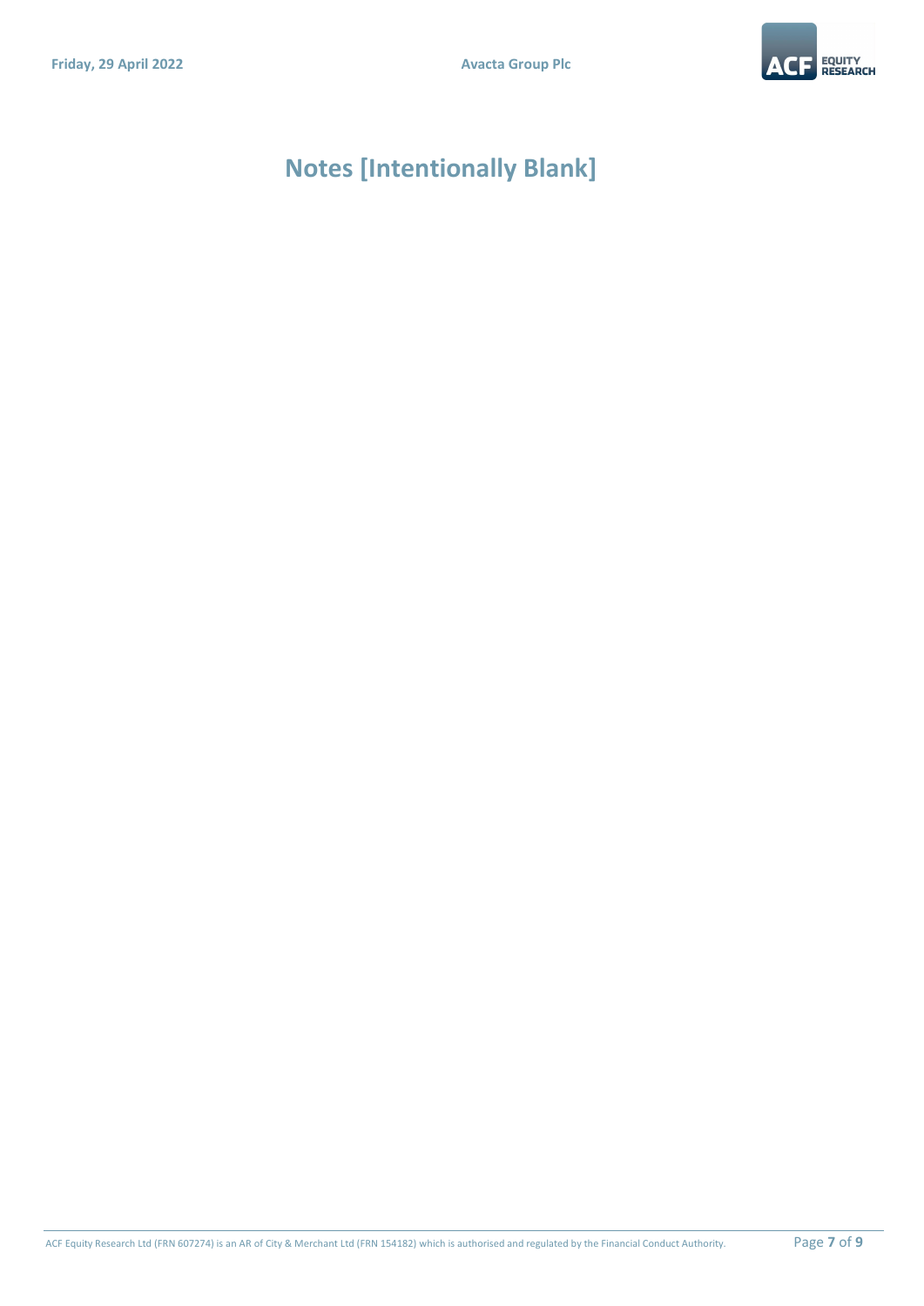# Notes [Intentionally Blank]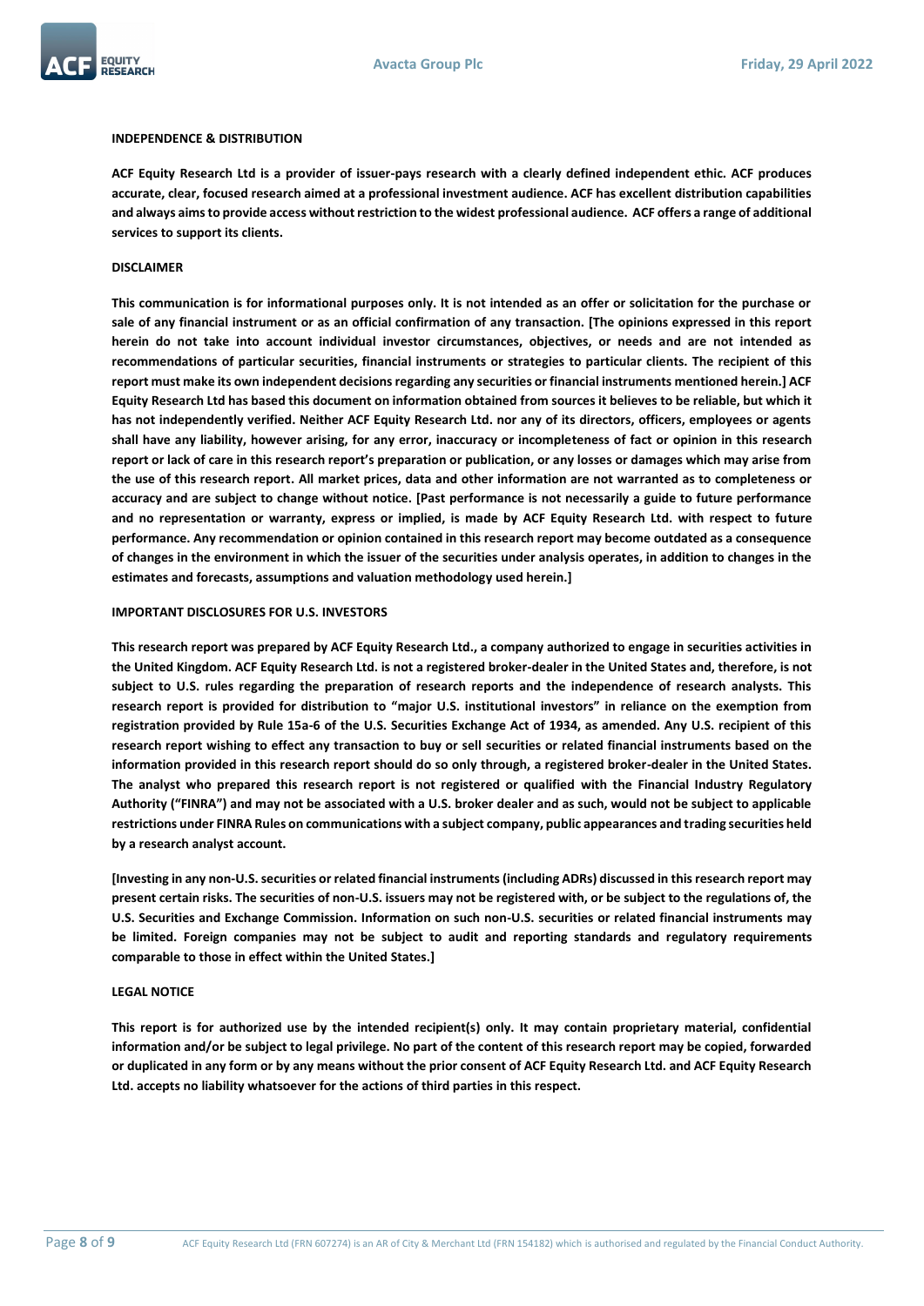## INDEPENDENCE & DISTRIBUTION

**ACF Equity Research Ltd is a provider of issuer-pays research with a clearly defined independent ethic. ACF produces accurate, clear, focused research aimed at a professional investment audience. ACF has excellent distribution capabilities and always aims to provide access without restriction to the widest professional audience. ACF offers a range of additional services to support its clients.**

## DISCLAIMER

**This communication is for informational purposes only. It is not intended as an offer or solicitation for the purchase or sale of any financial instrument or as an official confirmation of any transaction. [The opinions expressed in this report herein do not take into account individual investor circumstances, objectives, or needs and are not intended as recommendations of particular securities, financial instruments or strategies to particular clients. The recipient of this report must make its own independent decisions regarding any securities or financial instruments mentioned herein.] ACF Equity Research Ltd has based this document on information obtained from sources it believes to be reliable, but which it has not independently verified. Neither ACF Equity Research Ltd. nor any of its directors, officers, employees or agents shall have any liability, however arising, for any error, inaccuracy or incompleteness of fact or opinion in this research report or lack of care in this research report's preparation or publication, or any losses or damages which may arise from the use of this research report. All market prices, data and other information are not warranted as to completeness or accuracy and are subject to change without notice. [Past performance is not necessarily a guide to future performance and no representation or warranty, express or implied, is made by ACF Equity Research Ltd. with respect to future performance. Any recommendation or opinion contained in this research report may become outdated as a consequence of changes in the environment in which the issuer of the securities under analysis operates, in addition to changes in the estimates and forecasts, assumptions and valuation methodology used herein.]**

## IMPORTANT DISCLOSURES FOR U.S. INVESTORS

**This research report was prepared by ACF Equity Research Ltd., a company authorized to engage in securities activities in the United Kingdom. ACF Equity Research Ltd. is not a registered broker-dealer in the United States and, therefore, is not subject to U.S. rules regarding the preparation of research reports and the independence of research analysts. This research report is provided for distribution to "major U.S. institutional investors" in reliance on the exemption from registration provided by Rule 15a-6 of the U.S. Securities Exchange Act of 1934, as amended. Any U.S. recipient of this research report wishing to effect any transaction to buy or sell securities or related financial instruments based on the information provided in this research report should do so only through, a registered broker-dealer in the United States. The analyst who prepared this research report is not registered or qualified with the Financial Industry Regulatory Authority ("FINRA") and may not be associated with a U.S. broker dealer and as such, would not be subject to applicable restrictions under FINRA Rules on communications with a subject company, public appearances and trading securities held by a research analyst account.**

**[Investing in any non-U.S. securities or related financial instruments (including ADRs) discussed in this research report may present certain risks. The securities of non-U.S. issuers may not be registered with, or be subject to the regulations of, the U.S. Securities and Exchange Commission. Information on such non-U.S. securities or related financial instruments may be limited. Foreign companies may not be subject to audit and reporting standards and regulatory requirements comparable to those in effect within the United States.]**

## LEGAL NOTICE

**This report is for authorized use by the intended recipient(s) only. It may contain proprietary material, confidential information and/or be subject to legal privilege. No part of the content of this research report may be copied, forwarded or duplicated in any form or by any means without the prior consent of ACF Equity Research Ltd. and ACF Equity Research Ltd. accepts no liability whatsoever for the actions of third parties in this respect.**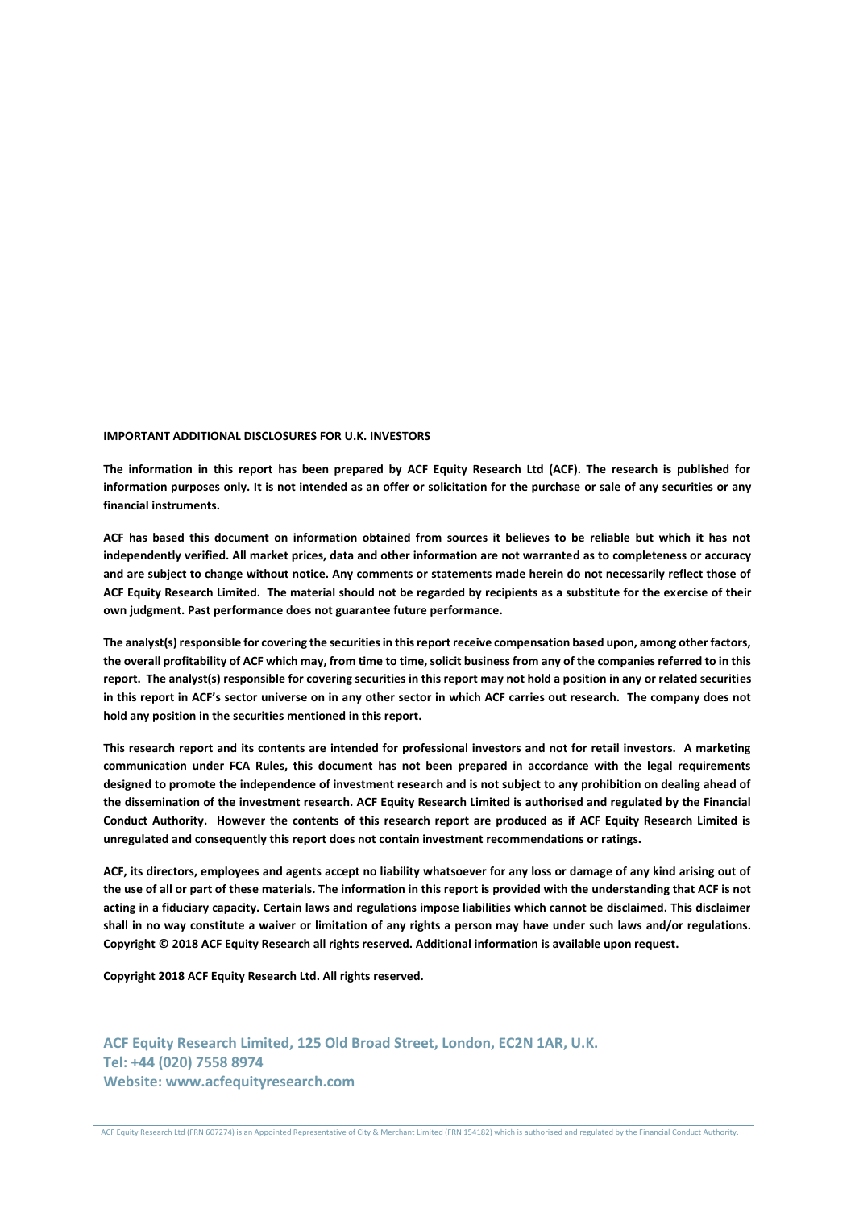**IMPORTANT ADDITIONAL DISCLOSURES FOR U.K. INVESTORS**

**The information in this report has been prepared by ACF Equity Research Ltd (ACF). The research is published for information purposes only. It is not intended as an offer or solicitation for the purchase or sale of any securities or any financial instruments.**

**ACF has based this document on information obtained from sources it believes to be reliable but which it has not independently verified. All market prices, data and other information are not warranted as to completeness or accuracy and are subject to change without notice. Any comments or statements made herein do not necessarily reflect those of ACF Equity Research Limited. The material should not be regarded by recipients as a substitute for the exercise of their own judgment. Past performance does not guarantee future performance.**

**The analyst(s) responsible for covering the securities in this report receive compensation based upon, among other factors, the overall profitability of ACF which may, from time to time, solicit business from any of the companies referred to in this report. The analyst(s) responsible for covering securities in this report may not hold a position in any or related securities in this report in ACF's sector universe on in any other sector in which ACF carries out research. The company does not hold any position in the securities mentioned in this report.**

**This research report and its contents are intended for professional investors and not for retail investors. A marketing communication under FCA Rules, this document has not been prepared in accordance with the legal requirements designed to promote the independence of investment research and is not subject to any prohibition on dealing ahead of the dissemination of the investment research. ACF Equity Research Limited is authorised and regulated by the Financial Conduct Authority. However the contents of this research report are produced as if ACF Equity Research Limited is unregulated and consequently this report does not contain investment recommendations or ratings.**

**ACF, its directors, employees and agents accept no liability whatsoever for any loss or damage of any kind arising out of the use of all or part of these materials. The information in this report is provided with the understanding that ACF is not acting in a fiduciary capacity. Certain laws and regulations impose liabilities which cannot be disclaimed. This disclaimer shall in no way constitute a waiver or limitation of any rights a person may have under such laws and/or regulations. Copyright © 2018 ACF Equity Research all rights reserved. Additional information is available upon request.**

**Copyright 2018 ACF Equity Research Ltd. All rights reserved.**

**ACF Equity Research Limited, 125 Old Broad Street, London, EC2N 1AR, U.K.**
**Tel: +44 (020) 7558 8974**
**Website: www.acfequityresearch.com**

ACF Equity Research Ltd (FRN 607274) is an Appointed Representative of City & Merchant Limited (FRN 154182) which is authorised and regulated by the Financial Conduct Authority.